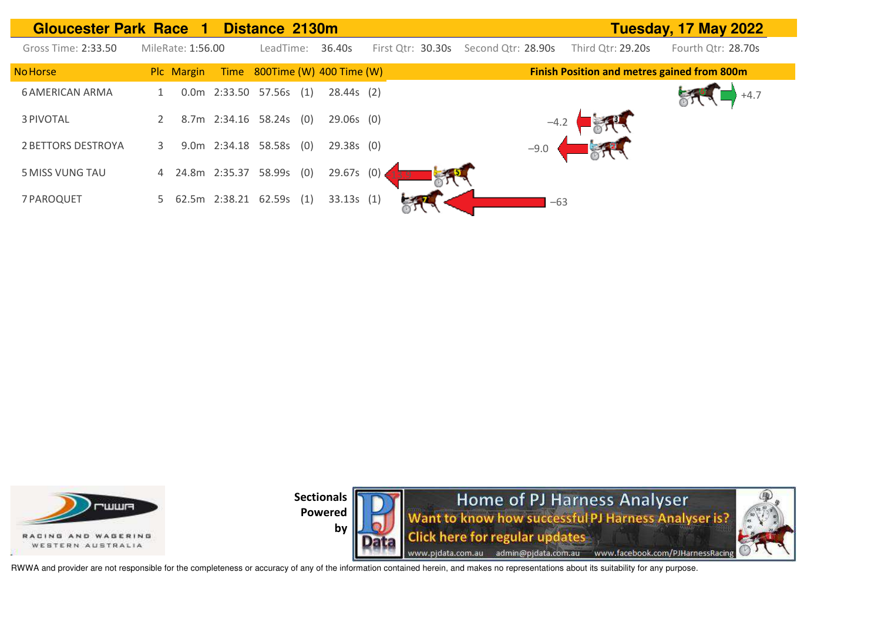# Gloucester Park Race 1 Distance 2130m

**Tuesday, 17 May 2022**

Gross Time: 2:33.50 MileRate: 1:56.00 LeadTime: 36.40s First Qtr: 30.30s Second Qtr: 28.90s Third Qtr: 29.20s Fourth Qtr: 28.70s

| No | Horse | Plc | Margin | Time | 800Time | (W) | 400 Time | (W) | Finish Position and metres gained from 800m |
|---|---|---|---|---|---|---|---|---|---|
| 6 | AMERICAN ARMA | 1 | 0.0m | 2:33.50 | 57.56s | (1) | 28.44s | (2) | +4.7 |
| 3 | PIVOTAL | 2 | 8.7m | 2:34.16 | 58.24s | (0) | 29.06s | (0) | −4.2 |
| 2 | BETTORS DESTROYA | 3 | 9.0m | 2:34.18 | 58.58s | (0) | 29.38s | (0) | −9.0 |
| 5 | MISS VUNG TAU | 4 | 24.8m | 2:35.37 | 58.99s | (0) | 29.67s | (0) | |
| 7 | PAROQUET | 5 | 62.5m | 2:38.21 | 62.59s | (1) | 33.13s | (1) | −63 |

RACING AND WAGERING WESTERN AUSTRALIA

Sectionals Powered by

Home of PJ Harness Analyser
Want to know how successful PJ Harness Analyser is?
Click here for regular updates
www.pjdata.com.au admin@pjdata.com.au www.facebook.com/PJHarnessRacing

RWWA and provider are not responsible for the completeness or accuracy of any of the information contained herein, and makes no representations about its suitability for any purpose.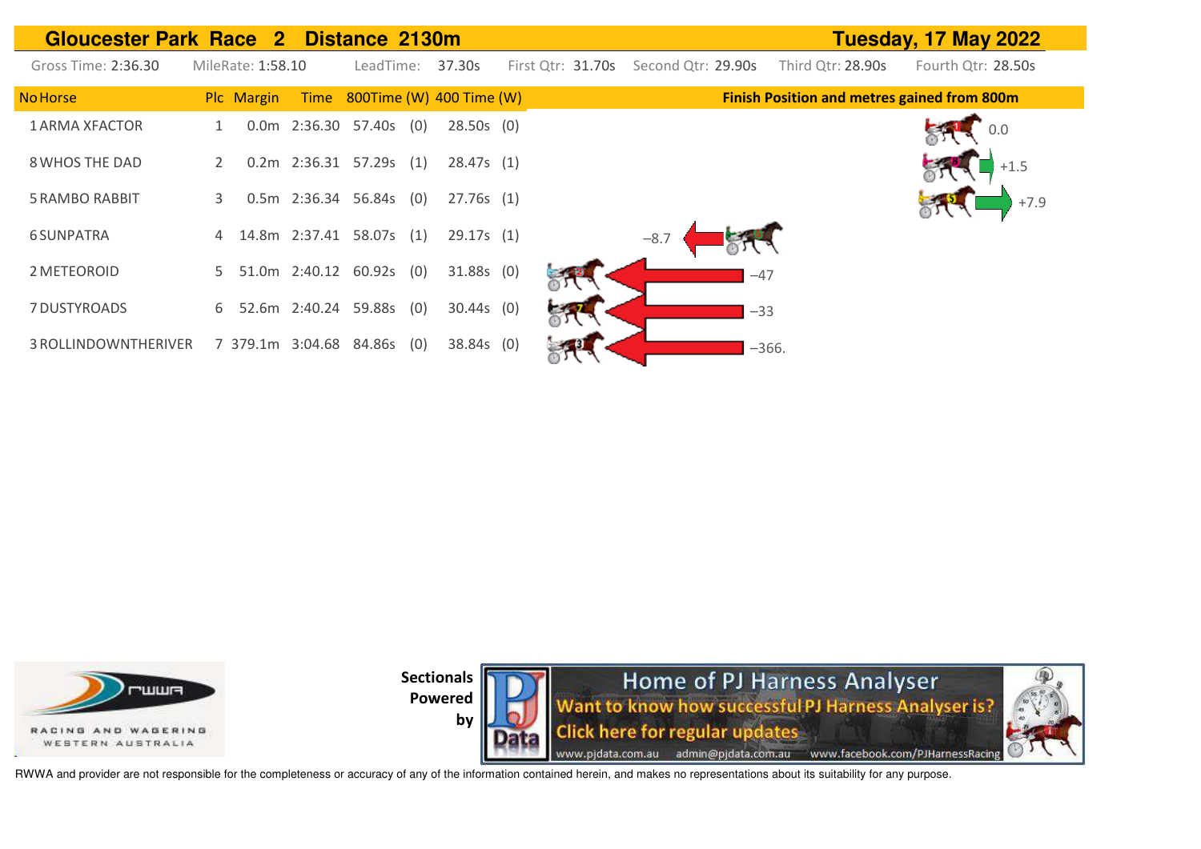# Gloucester Park Race 2 Distance 2130m

**Tuesday, 17 May 2022**

Gross Time: 2:36.30 | MileRate: 1:58.10 | LeadTime: 37.30s | First Qtr: 31.70s | Second Qtr: 29.90s | Third Qtr: 28.90s | Fourth Qtr: 28.50s

| No | Horse | Plc | Margin | Time | 800Time | (W) | 400 Time | (W) | Finish Position and metres gained from 800m |
|---|---|---|---|---|---|---|---|---|---|
| 1 | ARMA XFACTOR | 1 | 0.0m | 2:36.30 | 57.40s | (0) | 28.50s | (0) | 0.0 |
| 8 | WHOS THE DAD | 2 | 0.2m | 2:36.31 | 57.29s | (1) | 28.47s | (1) | +1.5 |
| 5 | RAMBO RABBIT | 3 | 0.5m | 2:36.34 | 56.84s | (0) | 27.76s | (1) | +7.9 |
| 6 | SUNPATRA | 4 | 14.8m | 2:37.41 | 58.07s | (1) | 29.17s | (1) | −8.7 |
| 2 | METEOROID | 5 | 51.0m | 2:40.12 | 60.92s | (0) | 31.88s | (0) | −47 |
| 7 | DUSTYROADS | 6 | 52.6m | 2:40.24 | 59.88s | (0) | 30.44s | (0) | −33 |
| 3 | ROLLINDOWNTHERIVER | 7 | 379.1m | 3:04.68 | 84.86s | (0) | 38.84s | (0) | −366. |

RACING AND WAGERING WESTERN AUSTRALIA

Sectionals Powered by

Home of PJ Harness Analyser
Want to know how successful PJ Harness Analyser is?
Click here for regular updates
www.pjdata.com.au admin@pjdata.com.au www.facebook.com/PJHarnessRacing

RWWA and provider are not responsible for the completeness or accuracy of any of the information contained herein, and makes no representations about its suitability for any purpose.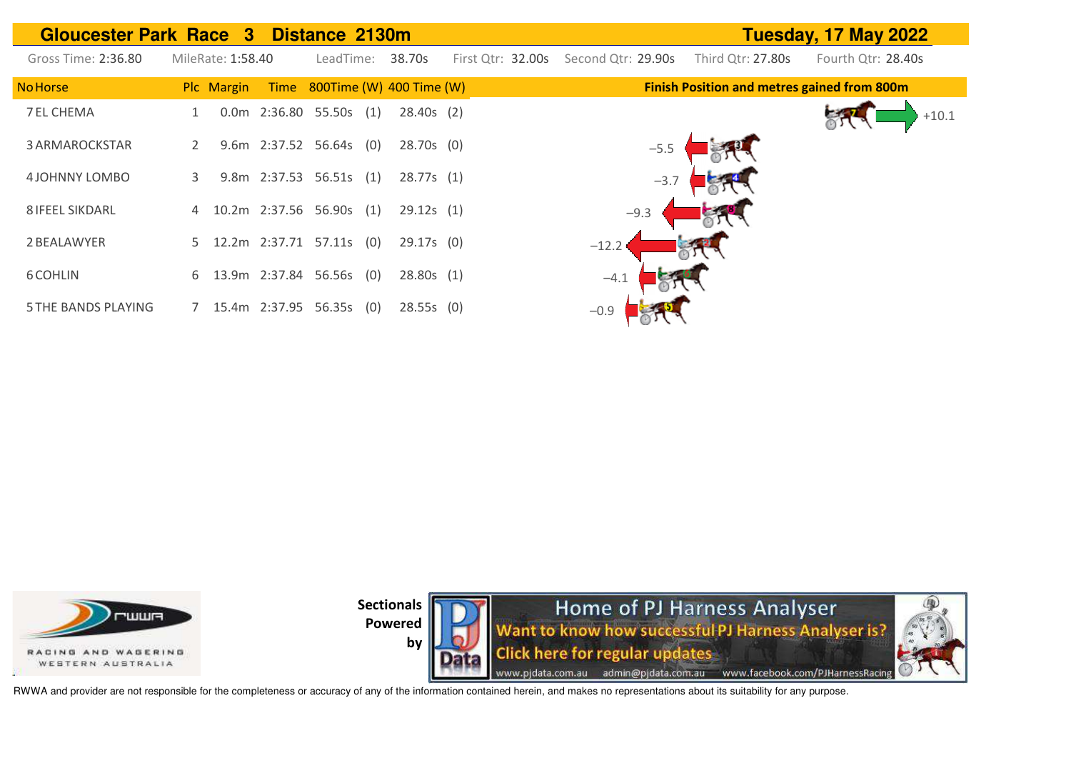# Gloucester Park Race 3 Distance 2130m

**Tuesday, 17 May 2022**

Gross Time: 2:36.80 | MileRate: 1:58.40 | LeadTime: 38.70s | First Qtr: 32.00s | Second Qtr: 29.90s | Third Qtr: 27.80s | Fourth Qtr: 28.40s

| No | Horse | Plc | Margin | Time | 800Time | (W) | 400 Time | (W) |
|---|---|---|---|---|---|---|---|---|
| 7 | EL CHEMA | 1 | 0.0m | 2:36.80 | 55.50s | (1) | 28.40s | (2) |
| 3 | ARMAROCKSTAR | 2 | 9.6m | 2:37.52 | 56.64s | (0) | 28.70s | (0) |
| 4 | JOHNNY LOMBO | 3 | 9.8m | 2:37.53 | 56.51s | (1) | 28.77s | (1) |
| 8 | IFEEL SIKDARL | 4 | 10.2m | 2:37.56 | 56.90s | (1) | 29.12s | (1) |
| 2 | BEALAWYER | 5 | 12.2m | 2:37.71 | 57.11s | (0) | 29.17s | (0) |
| 6 | COHLIN | 6 | 13.9m | 2:37.84 | 56.56s | (0) | 28.80s | (1) |
| 5 | THE BANDS PLAYING | 7 | 15.4m | 2:37.95 | 56.35s | (0) | 28.55s | (0) |

**Finish Position and metres gained from 800m**

+10.1
−5.5
−3.7
−9.3
−12.2
−4.1
−0.9

RACING AND WAGERING WESTERN AUSTRALIA

**Sectionals Powered by**

Home of PJ Harness Analyser
Want to know how successful PJ Harness Analyser is?
Click here for regular updates
www.pjdata.com.au admin@pjdata.com.au www.facebook.com/PJHarnessRacing

RWWA and provider are not responsible for the completeness or accuracy of any of the information contained herein, and makes no representations about its suitability for any purpose.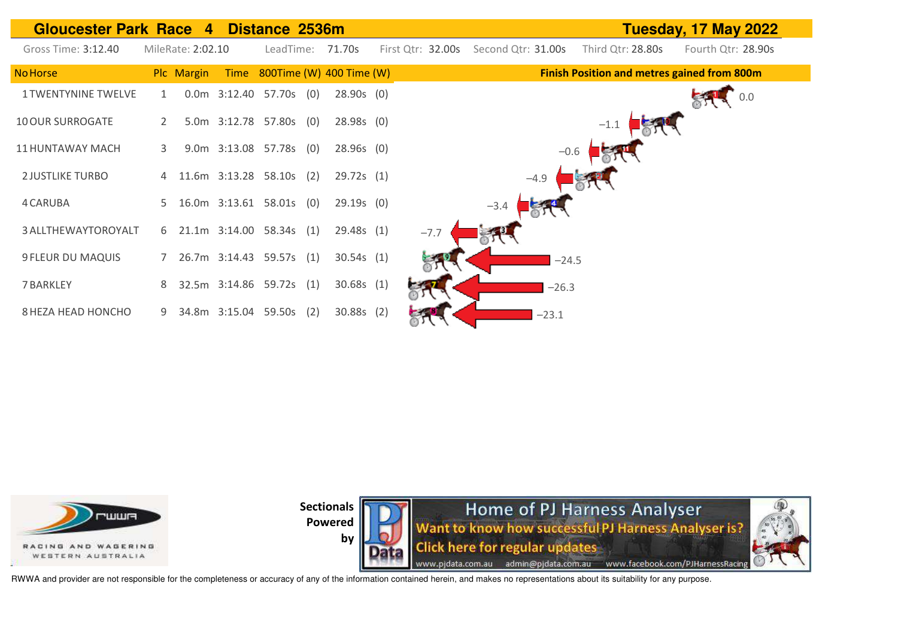# Gloucester Park Race 4 Distance 2536m

**Tuesday, 17 May 2022**

Gross Time: 3:12.40 MileRate: 2:02.10 LeadTime: 71.70s First Qtr: 32.00s Second Qtr: 31.00s Third Qtr: 28.80s Fourth Qtr: 28.90s

| No | Horse | Plc | Margin | Time | 800Time | (W) | 400 Time | (W) |
|---|---|---|---|---|---|---|---|---|
| 1 | TWENTYNINE TWELVE | 1 | 0.0m | 3:12.40 | 57.70s | (0) | 28.90s | (0) |
| 10 | OUR SURROGATE | 2 | 5.0m | 3:12.78 | 57.80s | (0) | 28.98s | (0) |
| 11 | HUNTAWAY MACH | 3 | 9.0m | 3:13.08 | 57.78s | (0) | 28.96s | (0) |
| 2 | JUSTLIKE TURBO | 4 | 11.6m | 3:13.28 | 58.10s | (2) | 29.72s | (1) |
| 4 | CARUBA | 5 | 16.0m | 3:13.61 | 58.01s | (0) | 29.19s | (0) |
| 3 | ALLTHEWAYTOROYALT | 6 | 21.1m | 3:14.00 | 58.34s | (1) | 29.48s | (1) |
| 9 | FLEUR DU MAQUIS | 7 | 26.7m | 3:14.43 | 59.57s | (1) | 30.54s | (1) |
| 7 | BARKLEY | 8 | 32.5m | 3:14.86 | 59.72s | (1) | 30.68s | (1) |
| 8 | HEZA HEAD HONCHO | 9 | 34.8m | 3:15.04 | 59.50s | (2) | 30.88s | (2) |

**Finish Position and metres gained from 800m**

0.0
−1.1
−0.6
−4.9
−3.4
−7.7
−24.5
−26.3
−23.1

RACING AND WAGERING WESTERN AUSTRALIA

**Sectionals Powered by**

Home of PJ Harness Analyser
Want to know how successful PJ Harness Analyser is?
Click here for regular updates
www.pjdata.com.au admin@pjdata.com.au www.facebook.com/PJHarnessRacing

RWWA and provider are not responsible for the completeness or accuracy of any of the information contained herein, and makes no representations about its suitability for any purpose.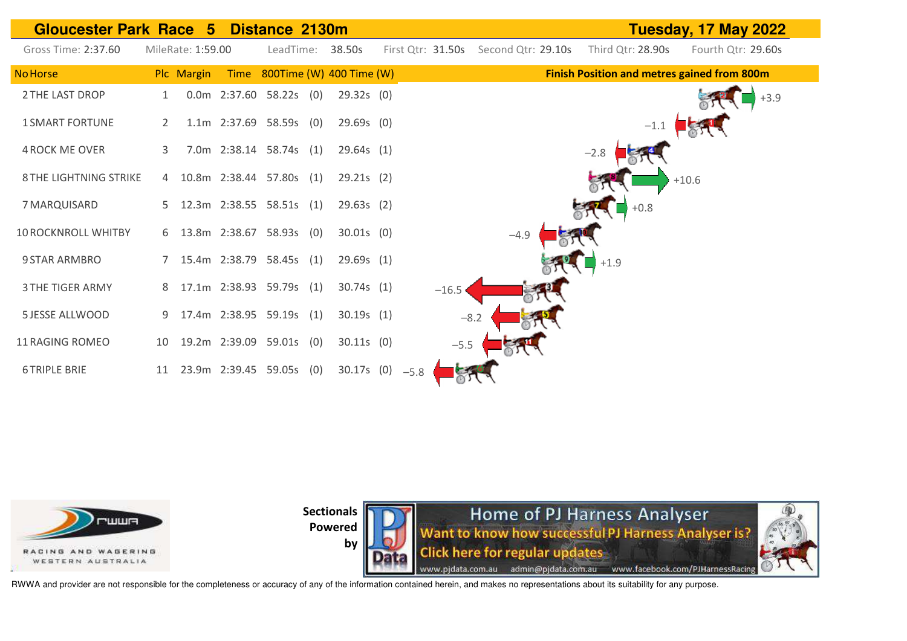# Gloucester Park Race 5 Distance 2130m

**Tuesday, 17 May 2022**

Gross Time: 2:37.60 MileRate: 1:59.00 LeadTime: 38.50s First Qtr: 31.50s Second Qtr: 29.10s Third Qtr: 28.90s Fourth Qtr: 29.60s

| No | Horse | Plc | Margin | Time | 800Time (W) | | 400 Time (W) | |
|---|---|---|---|---|---|---|---|---|
| 2 | THE LAST DROP | 1 | 0.0m | 2:37.60 | 58.22s | (0) | 29.32s | (0) |
| 1 | SMART FORTUNE | 2 | 1.1m | 2:37.69 | 58.59s | (0) | 29.69s | (0) |
| 4 | ROCK ME OVER | 3 | 7.0m | 2:38.14 | 58.74s | (1) | 29.64s | (1) |
| 8 | THE LIGHTNING STRIKE | 4 | 10.8m | 2:38.44 | 57.80s | (1) | 29.21s | (2) |
| 7 | MARQUISARD | 5 | 12.3m | 2:38.55 | 58.51s | (1) | 29.63s | (2) |
| 10 | ROCKNROLL WHITBY | 6 | 13.8m | 2:38.67 | 58.93s | (0) | 30.01s | (0) |
| 9 | STAR ARMBRO | 7 | 15.4m | 2:38.79 | 58.45s | (1) | 29.69s | (1) |
| 3 | THE TIGER ARMY | 8 | 17.1m | 2:38.93 | 59.79s | (1) | 30.74s | (1) |
| 5 | JESSE ALLWOOD | 9 | 17.4m | 2:38.95 | 59.19s | (1) | 30.19s | (1) |
| 11 | RAGING ROMEO | 10 | 19.2m | 2:39.09 | 59.01s | (0) | 30.11s | (0) |
| 6 | TRIPLE BRIE | 11 | 23.9m | 2:39.45 | 59.05s | (0) | 30.17s | (0) |

**Finish Position and metres gained from 800m**

+3.9
−1.1
−2.8
+10.6
+0.8
−4.9
+1.9
−16.5
−8.2
−5.5
−5.8

RACING AND WAGERING WESTERN AUSTRALIA

**Sectionals Powered by**

Home of PJ Harness Analyser
Want to know how successful PJ Harness Analyser is?
Click here for regular updates
www.pjdata.com.au admin@pjdata.com.au www.facebook.com/PJHarnessRacing

RWWA and provider are not responsible for the completeness or accuracy of any of the information contained herein, and makes no representations about its suitability for any purpose.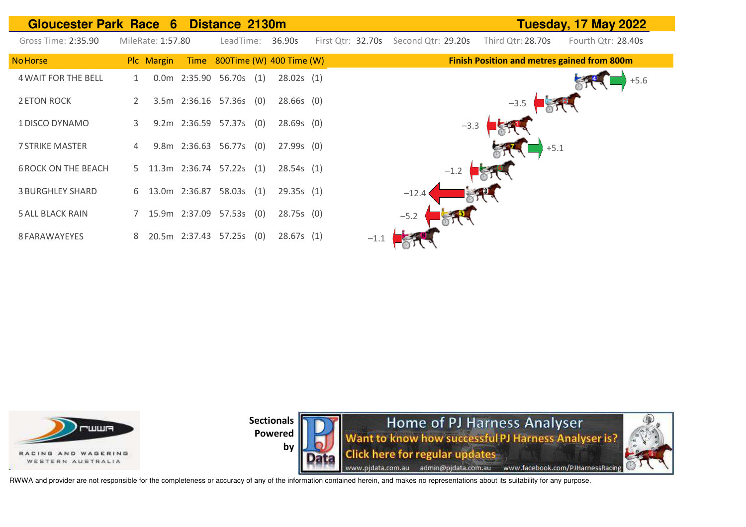## Gloucester Park Race 6 Distance 2130m — Tuesday, 17 May 2022

Gross Time: 2:35.90 MileRate: 1:57.80 LeadTime: 36.90s First Qtr: 32.70s Second Qtr: 29.20s Third Qtr: 28.70s Fourth Qtr: 28.40s

| No Horse | Plc | Margin | Time | 800Time (W) | | 400 Time (W) | |
|---|---|---|---|---|---|---|---|
| 4 WAIT FOR THE BELL | 1 | 0.0m | 2:35.90 | 56.70s | (1) | 28.02s | (1) |
| 2 ETON ROCK | 2 | 3.5m | 2:36.16 | 57.36s | (0) | 28.66s | (0) |
| 1 DISCO DYNAMO | 3 | 9.2m | 2:36.59 | 57.37s | (0) | 28.69s | (0) |
| 7 STRIKE MASTER | 4 | 9.8m | 2:36.63 | 56.77s | (0) | 27.99s | (0) |
| 6 ROCK ON THE BEACH | 5 | 11.3m | 2:36.74 | 57.22s | (1) | 28.54s | (1) |
| 3 BURGHLEY SHARD | 6 | 13.0m | 2:36.87 | 58.03s | (1) | 29.35s | (1) |
| 5 ALL BLACK RAIN | 7 | 15.9m | 2:37.09 | 57.53s | (0) | 28.75s | (0) |
| 8 FARAWAYEYES | 8 | 20.5m | 2:37.43 | 57.25s | (0) | 28.67s | (1) |

**Finish Position and metres gained from 800m**

+5.6
−3.5
−3.3
+5.1
−1.2
−12.4
−5.2
−1.1

Sectionals Powered by

Home of PJ Harness Analyser
Want to know how successful PJ Harness Analyser is?
Click here for regular updates
www.pjdata.com.au admin@pjdata.com.au www.facebook.com/PJHarnessRacing

RWWA and provider are not responsible for the completeness or accuracy of any of the information contained herein, and makes no representations about its suitability for any purpose.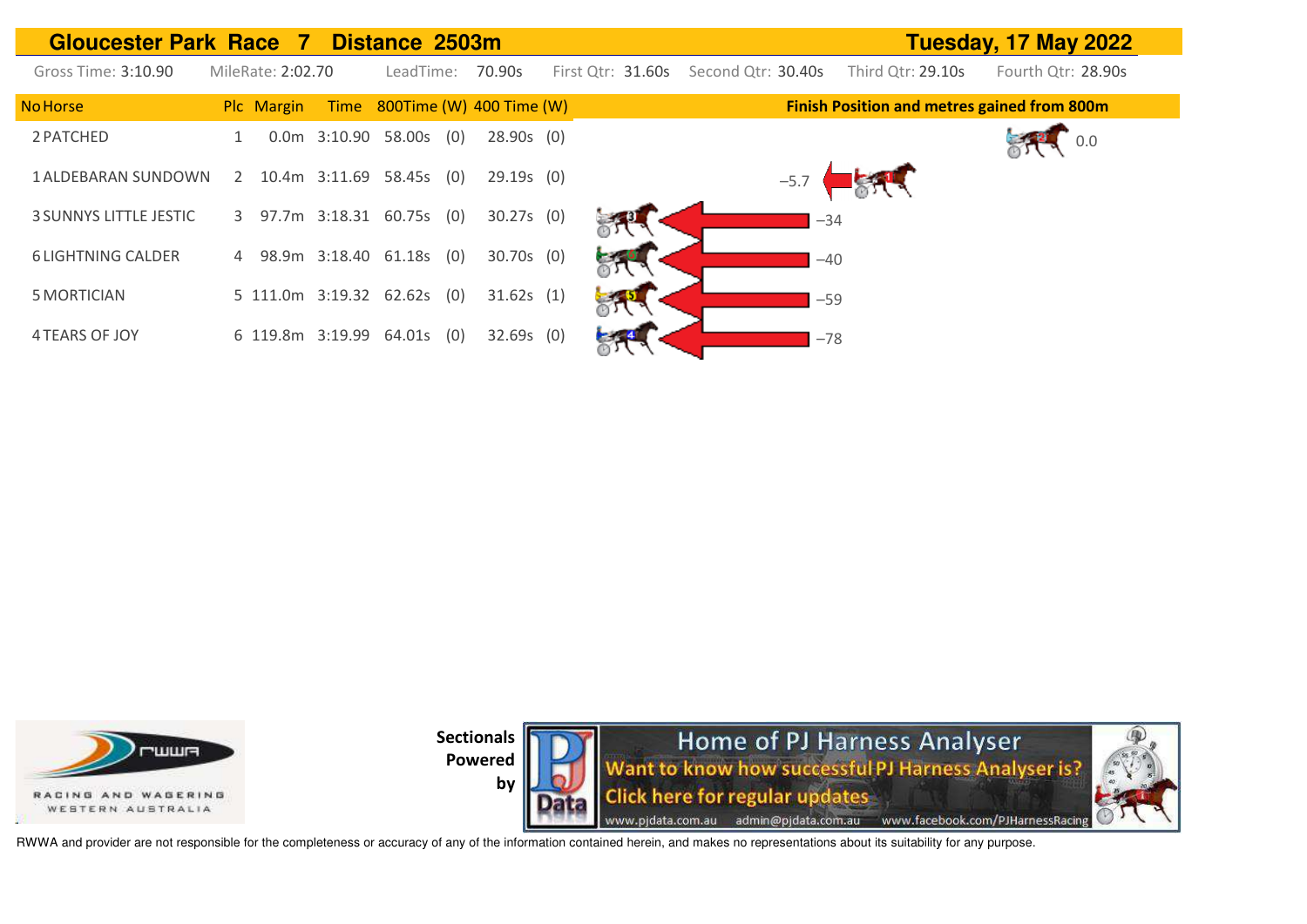# Gloucester Park Race 7 Distance 2503m

**Tuesday, 17 May 2022**

Gross Time: 3:10.90 MileRate: 2:02.70 LeadTime: 70.90s First Qtr: 31.60s Second Qtr: 30.40s Third Qtr: 29.10s Fourth Qtr: 28.90s

| No | Horse | Plc | Margin | Time | 800Time | (W) | 400 Time | (W) |
|---|---|---|---|---|---|---|---|---|
| 2 | PATCHED | 1 | 0.0m | 3:10.90 | 58.00s | (0) | 28.90s | (0) |
| 1 | ALDEBARAN SUNDOWN | 2 | 10.4m | 3:11.69 | 58.45s | (0) | 29.19s | (0) |
| 3 | SUNNYS LITTLE JESTIC | 3 | 97.7m | 3:18.31 | 60.75s | (0) | 30.27s | (0) |
| 6 | LIGHTNING CALDER | 4 | 98.9m | 3:18.40 | 61.18s | (0) | 30.70s | (0) |
| 5 | MORTICIAN | 5 | 111.0m | 3:19.32 | 62.62s | (0) | 31.62s | (1) |
| 4 | TEARS OF JOY | 6 | 119.8m | 3:19.99 | 64.01s | (0) | 32.69s | (0) |

**Finish Position and metres gained from 800m**

0.0

−5.7

−34

−40

−59

−78

Sectionals Powered by

Home of PJ Harness Analyser

Want to know how successful PJ Harness Analyser is?

Click here for regular updates

www.pjdata.com.au admin@pjdata.com.au www.facebook.com/PJHarnessRacing

RWWA and provider are not responsible for the completeness or accuracy of any of the information contained herein, and makes no representations about its suitability for any purpose.